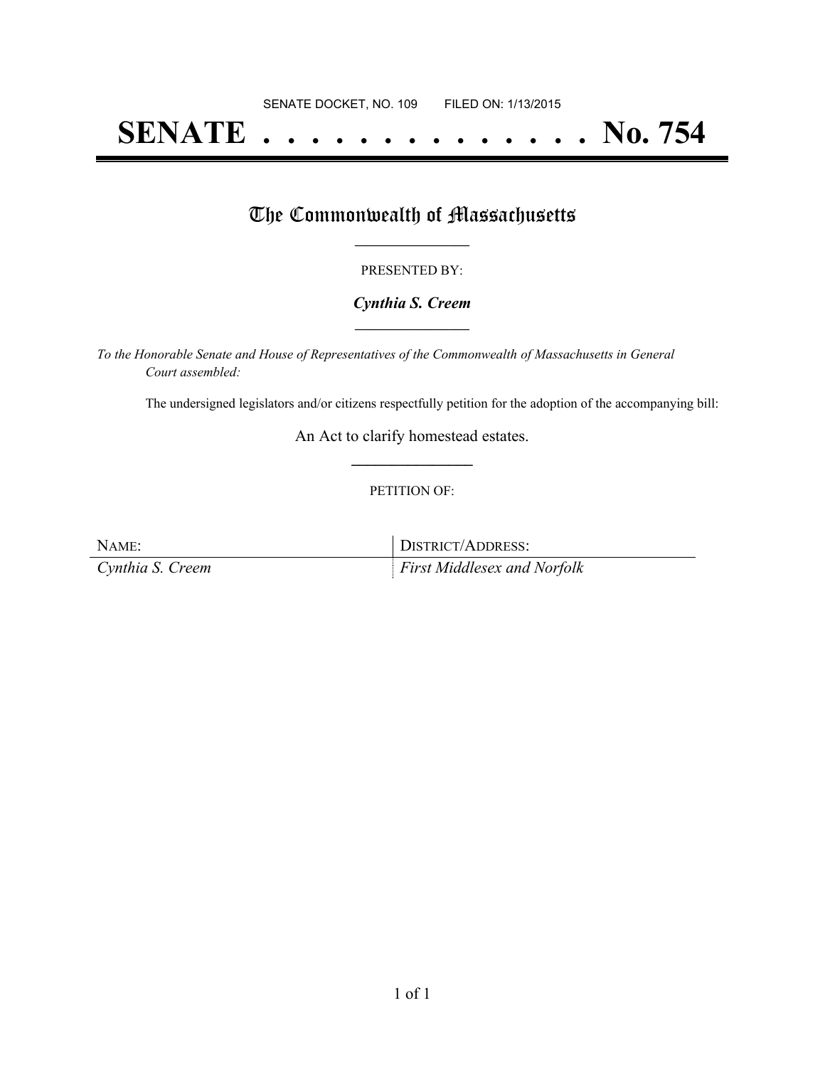SENATE DOCKET, NO. 109 FILED ON: 1/13/2015

# SENATE . . . . . . . . . . . . . . No. 754

## The Commonwealth of Massachusetts

PRESENTED BY:

***Cynthia S. Creem***

*To the Honorable Senate and House of Representatives of the Commonwealth of Massachusetts in General Court assembled:*

The undersigned legislators and/or citizens respectfully petition for the adoption of the accompanying bill:

An Act to clarify homestead estates.

PETITION OF:

| NAME: | DISTRICT/ADDRESS: |
| --- | --- |
| *Cynthia S. Creem* | *First Middlesex and Norfolk* |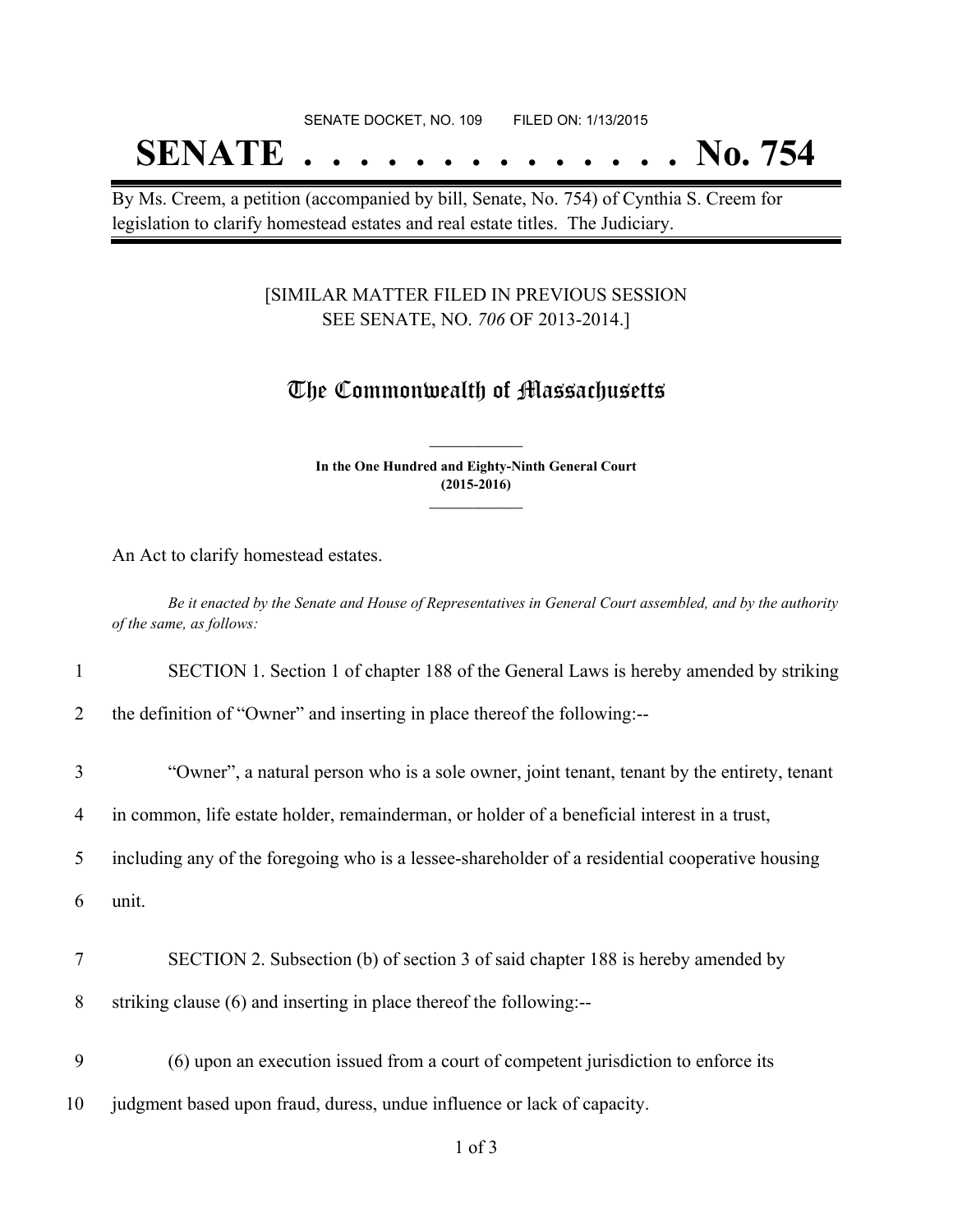SENATE DOCKET, NO. 109 FILED ON: 1/13/2015

# SENATE . . . . . . . . . . . . . . No. 754

By Ms. Creem, a petition (accompanied by bill, Senate, No. 754) of Cynthia S. Creem for legislation to clarify homestead estates and real estate titles. The Judiciary.

[SIMILAR MATTER FILED IN PREVIOUS SESSION SEE SENATE, NO. *706* OF 2013-2014.]

## The Commonwealth of Massachusetts

**In the One Hundred and Eighty-Ninth General Court (2015-2016)**

An Act to clarify homestead estates.

*Be it enacted by the Senate and House of Representatives in General Court assembled, and by the authority of the same, as follows:*

1 SECTION 1. Section 1 of chapter 188 of the General Laws is hereby amended by striking
2 the definition of "Owner" and inserting in place thereof the following:--

3 "Owner", a natural person who is a sole owner, joint tenant, tenant by the entirety, tenant
4 in common, life estate holder, remainderman, or holder of a beneficial interest in a trust,
5 including any of the foregoing who is a lessee-shareholder of a residential cooperative housing
6 unit.

7 SECTION 2. Subsection (b) of section 3 of said chapter 188 is hereby amended by
8 striking clause (6) and inserting in place thereof the following:--

9 (6) upon an execution issued from a court of competent jurisdiction to enforce its
10 judgment based upon fraud, duress, undue influence or lack of capacity.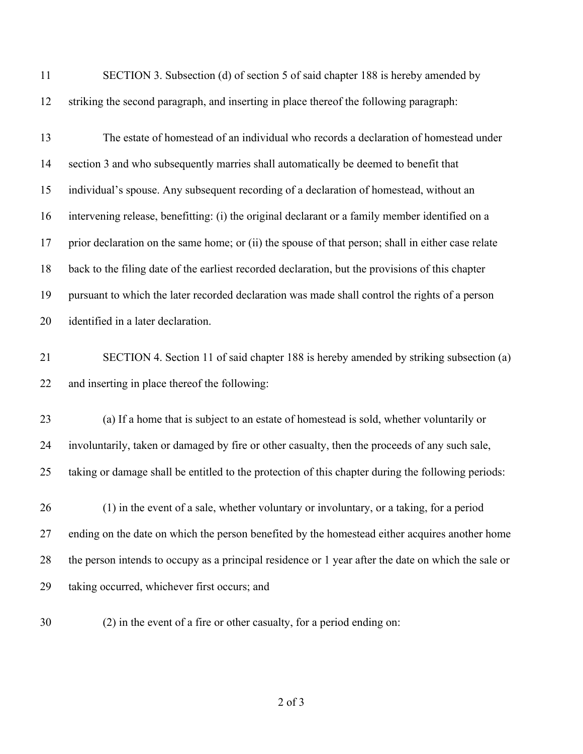SECTION 3. Subsection (d) of section 5 of said chapter 188 is hereby amended by striking the second paragraph, and inserting in place thereof the following paragraph:

The estate of homestead of an individual who records a declaration of homestead under section 3 and who subsequently marries shall automatically be deemed to benefit that individual's spouse. Any subsequent recording of a declaration of homestead, without an intervening release, benefitting: (i) the original declarant or a family member identified on a prior declaration on the same home; or (ii) the spouse of that person; shall in either case relate back to the filing date of the earliest recorded declaration, but the provisions of this chapter pursuant to which the later recorded declaration was made shall control the rights of a person identified in a later declaration.

SECTION 4. Section 11 of said chapter 188 is hereby amended by striking subsection (a) and inserting in place thereof the following:

(a) If a home that is subject to an estate of homestead is sold, whether voluntarily or involuntarily, taken or damaged by fire or other casualty, then the proceeds of any such sale, taking or damage shall be entitled to the protection of this chapter during the following periods:

(1) in the event of a sale, whether voluntary or involuntary, or a taking, for a period ending on the date on which the person benefited by the homestead either acquires another home the person intends to occupy as a principal residence or 1 year after the date on which the sale or taking occurred, whichever first occurs; and

(2) in the event of a fire or other casualty, for a period ending on: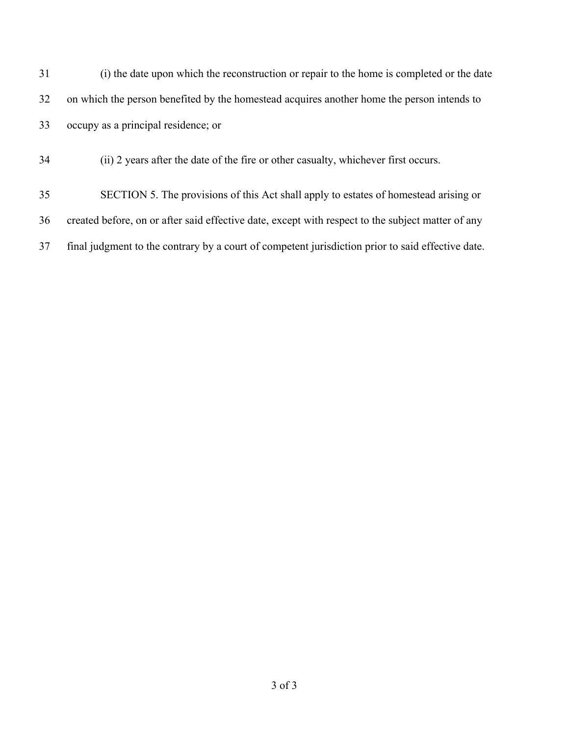(i) the date upon which the reconstruction or repair to the home is completed or the date on which the person benefited by the homestead acquires another home the person intends to occupy as a principal residence; or

(ii) 2 years after the date of the fire or other casualty, whichever first occurs.

SECTION 5. The provisions of this Act shall apply to estates of homestead arising or created before, on or after said effective date, except with respect to the subject matter of any final judgment to the contrary by a court of competent jurisdiction prior to said effective date.